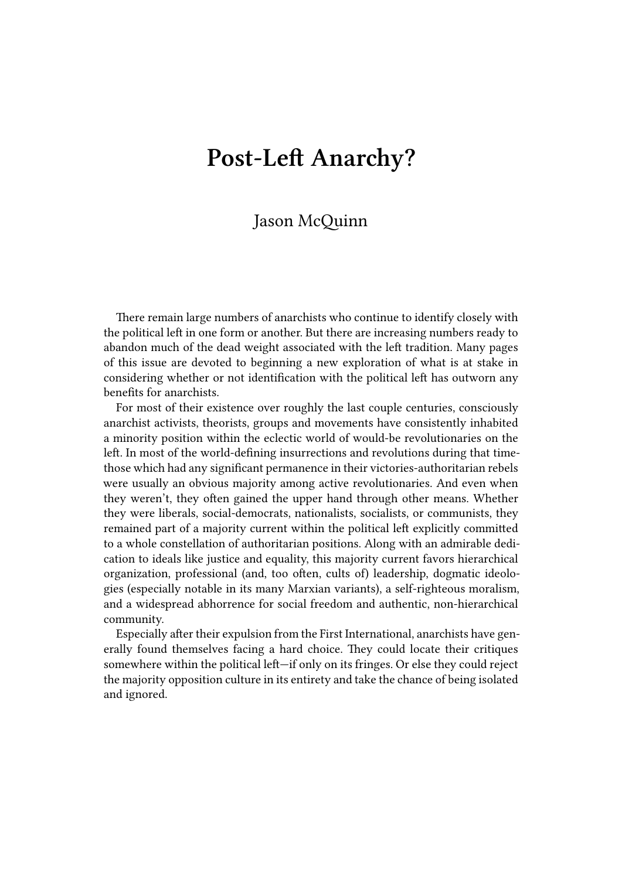# Post-Left Anarchy?

Jason McQuinn

There remain large numbers of anarchists who continue to identify closely with the political left in one form or another. But there are increasing numbers ready to abandon much of the dead weight associated with the left tradition. Many pages of this issue are devoted to beginning a new exploration of what is at stake in considering whether or not identification with the political left has outworn any benefits for anarchists.

For most of their existence over roughly the last couple centuries, consciously anarchist activists, theorists, groups and movements have consistently inhabited a minority position within the eclectic world of would-be revolutionaries on the left. In most of the world-defining insurrections and revolutions during that time-those which had any significant permanence in their victories-authoritarian rebels were usually an obvious majority among active revolutionaries. And even when they weren't, they often gained the upper hand through other means. Whether they were liberals, social-democrats, nationalists, socialists, or communists, they remained part of a majority current within the political left explicitly committed to a whole constellation of authoritarian positions. Along with an admirable dedication to ideals like justice and equality, this majority current favors hierarchical organization, professional (and, too often, cults of) leadership, dogmatic ideologies (especially notable in its many Marxian variants), a self-righteous moralism, and a widespread abhorrence for social freedom and authentic, non-hierarchical community.

Especially after their expulsion from the First International, anarchists have generally found themselves facing a hard choice. They could locate their critiques somewhere within the political left—if only on its fringes. Or else they could reject the majority opposition culture in its entirety and take the chance of being isolated and ignored.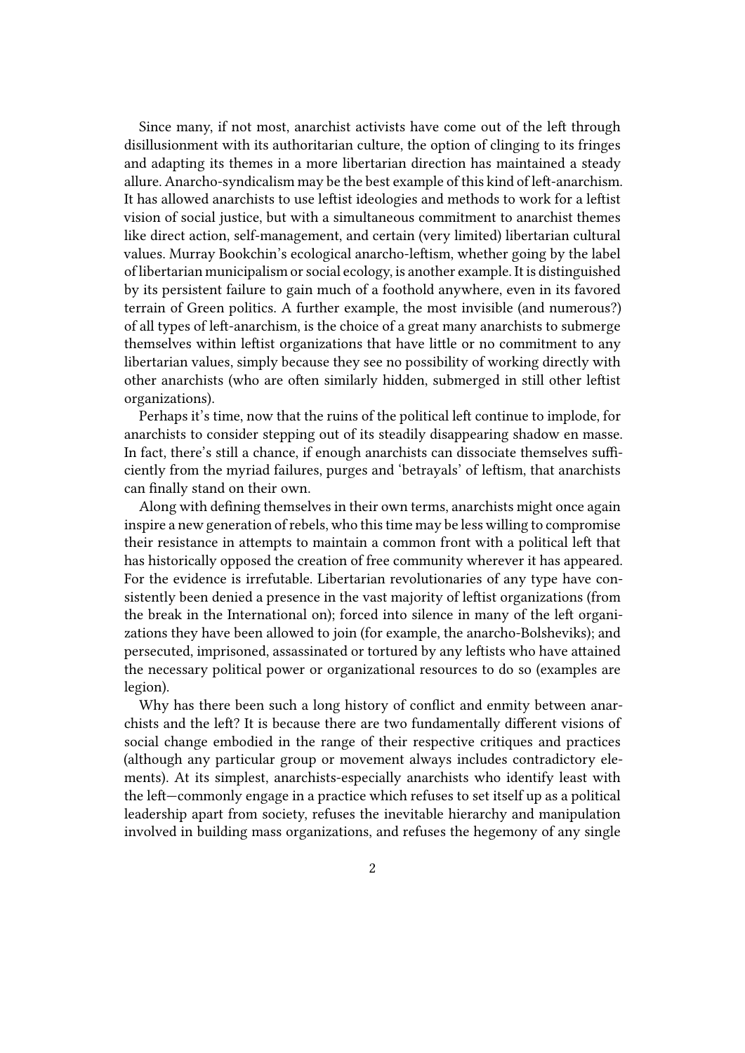Since many, if not most, anarchist activists have come out of the left through disillusionment with its authoritarian culture, the option of clinging to its fringes and adapting its themes in a more libertarian direction has maintained a steady allure. Anarcho-syndicalism may be the best example of this kind of left-anarchism. It has allowed anarchists to use leftist ideologies and methods to work for a leftist vision of social justice, but with a simultaneous commitment to anarchist themes like direct action, self-management, and certain (very limited) libertarian cultural values. Murray Bookchin's ecological anarcho-leftism, whether going by the label of libertarian municipalism or social ecology, is another example. It is distinguished by its persistent failure to gain much of a foothold anywhere, even in its favored terrain of Green politics. A further example, the most invisible (and numerous?) of all types of left-anarchism, is the choice of a great many anarchists to submerge themselves within leftist organizations that have little or no commitment to any libertarian values, simply because they see no possibility of working directly with other anarchists (who are often similarly hidden, submerged in still other leftist organizations).

Perhaps it's time, now that the ruins of the political left continue to implode, for anarchists to consider stepping out of its steadily disappearing shadow en masse. In fact, there's still a chance, if enough anarchists can dissociate themselves sufficiently from the myriad failures, purges and 'betrayals' of leftism, that anarchists can finally stand on their own.

Along with defining themselves in their own terms, anarchists might once again inspire a new generation of rebels, who this time may be less willing to compromise their resistance in attempts to maintain a common front with a political left that has historically opposed the creation of free community wherever it has appeared. For the evidence is irrefutable. Libertarian revolutionaries of any type have consistently been denied a presence in the vast majority of leftist organizations (from the break in the International on); forced into silence in many of the left organizations they have been allowed to join (for example, the anarcho-Bolsheviks); and persecuted, imprisoned, assassinated or tortured by any leftists who have attained the necessary political power or organizational resources to do so (examples are legion).

Why has there been such a long history of conflict and enmity between anarchists and the left? It is because there are two fundamentally different visions of social change embodied in the range of their respective critiques and practices (although any particular group or movement always includes contradictory elements). At its simplest, anarchists-especially anarchists who identify least with the left—commonly engage in a practice which refuses to set itself up as a political leadership apart from society, refuses the inevitable hierarchy and manipulation involved in building mass organizations, and refuses the hegemony of any single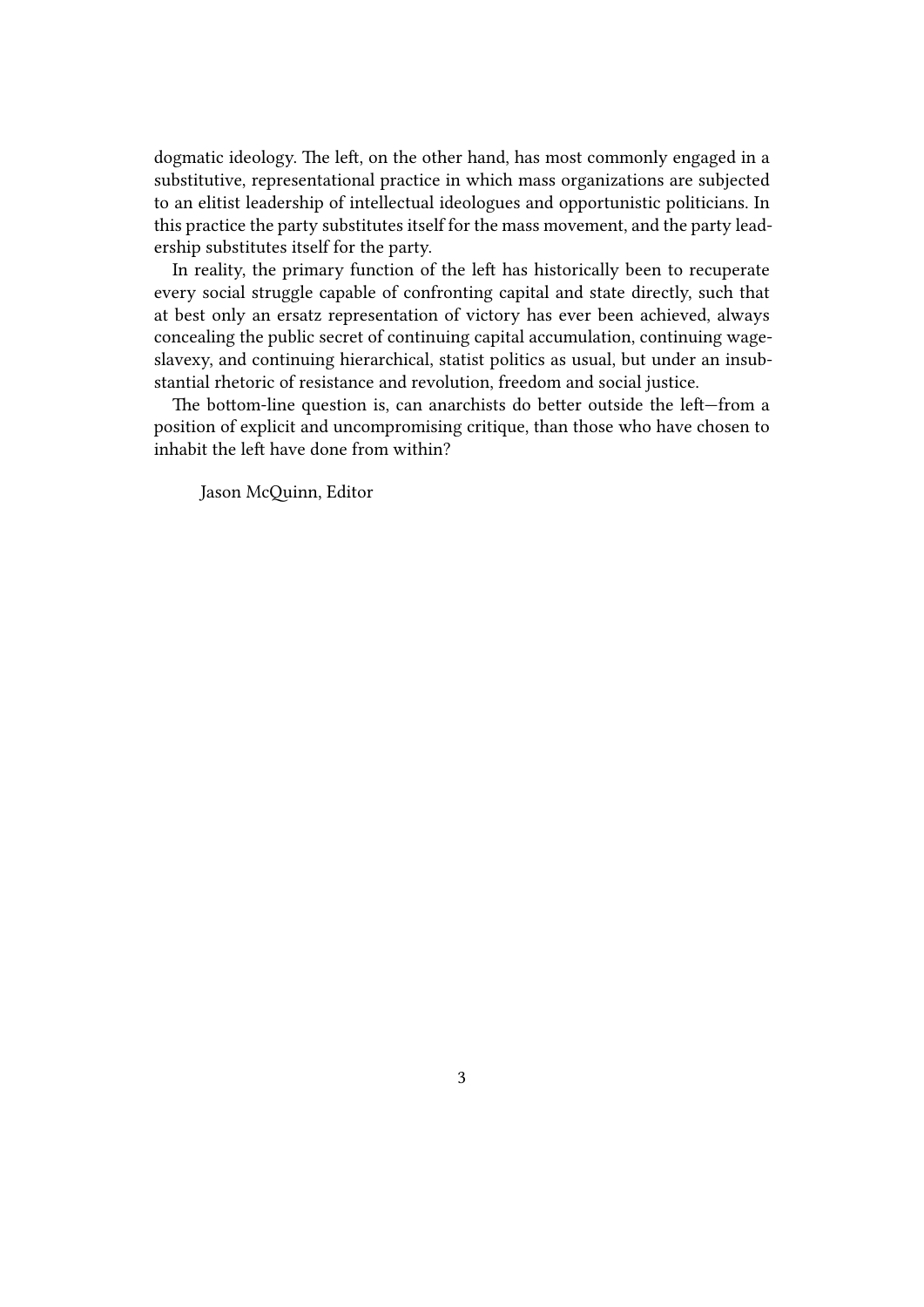dogmatic ideology. The left, on the other hand, has most commonly engaged in a substitutive, representational practice in which mass organizations are subjected to an elitist leadership of intellectual ideologues and opportunistic politicians. In this practice the party substitutes itself for the mass movement, and the party leadership substitutes itself for the party.

In reality, the primary function of the left has historically been to recuperate every social struggle capable of confronting capital and state directly, such that at best only an ersatz representation of victory has ever been achieved, always concealing the public secret of continuing capital accumulation, continuing wage-slavexy, and continuing hierarchical, statist politics as usual, but under an insubstantial rhetoric of resistance and revolution, freedom and social justice.

The bottom-line question is, can anarchists do better outside the left—from a position of explicit and uncompromising critique, than those who have chosen to inhabit the left have done from within?

Jason McQuinn, Editor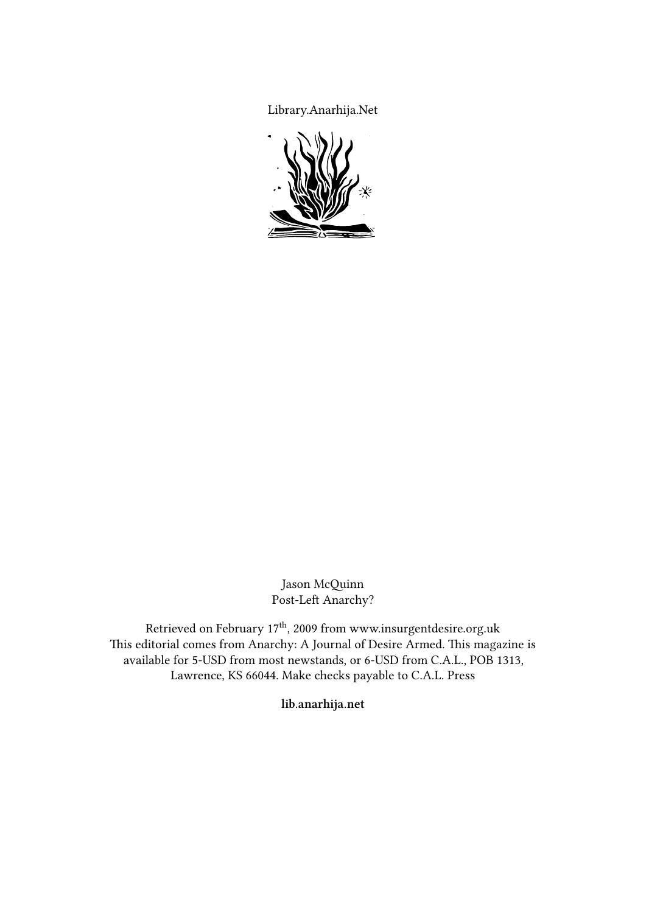Library.Anarhija.Net

Jason McQuinn
Post-Left Anarchy?

Retrieved on February 17th, 2009 from www.insurgentdesire.org.uk
This editorial comes from Anarchy: A Journal of Desire Armed. This magazine is available for 5-USD from most newstands, or 6-USD from C.A.L., POB 1313, Lawrence, KS 66044. Make checks payable to C.A.L. Press

**lib.anarhija.net**